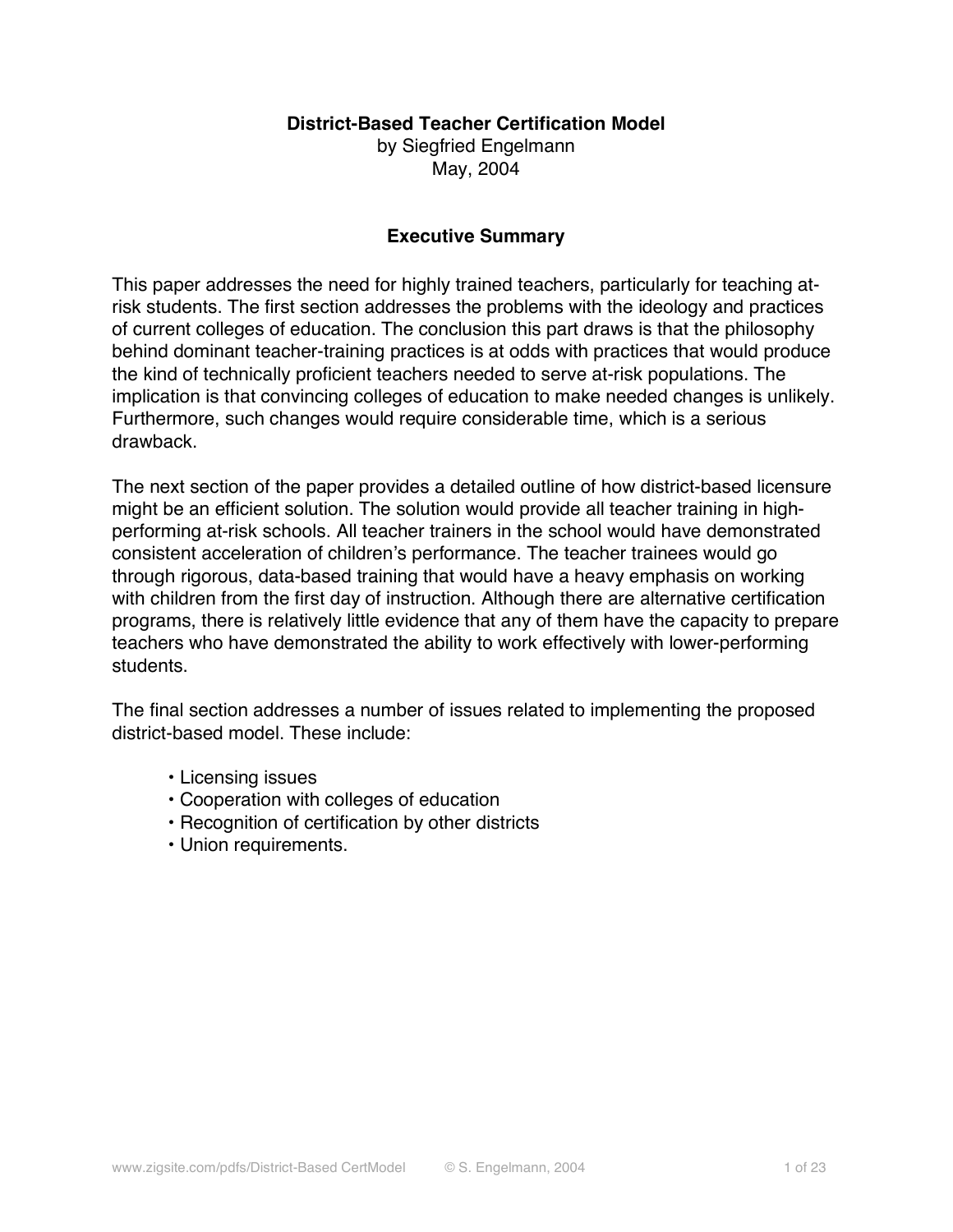# District-Based Teacher Certification Model

by Siegfried Engelmann

May, 2004

## Executive Summary

This paper addresses the need for highly trained teachers, particularly for teaching at-risk students. The first section addresses the problems with the ideology and practices of current colleges of education. The conclusion this part draws is that the philosophy behind dominant teacher-training practices is at odds with practices that would produce the kind of technically proficient teachers needed to serve at-risk populations. The implication is that convincing colleges of education to make needed changes is unlikely. Furthermore, such changes would require considerable time, which is a serious drawback.

The next section of the paper provides a detailed outline of how district-based licensure might be an efficient solution. The solution would provide all teacher training in high-performing at-risk schools. All teacher trainers in the school would have demonstrated consistent acceleration of children's performance. The teacher trainees would go through rigorous, data-based training that would have a heavy emphasis on working with children from the first day of instruction. Although there are alternative certification programs, there is relatively little evidence that any of them have the capacity to prepare teachers who have demonstrated the ability to work effectively with lower-performing students.

The final section addresses a number of issues related to implementing the proposed district-based model. These include:

- Licensing issues
- Cooperation with colleges of education
- Recognition of certification by other districts
- Union requirements.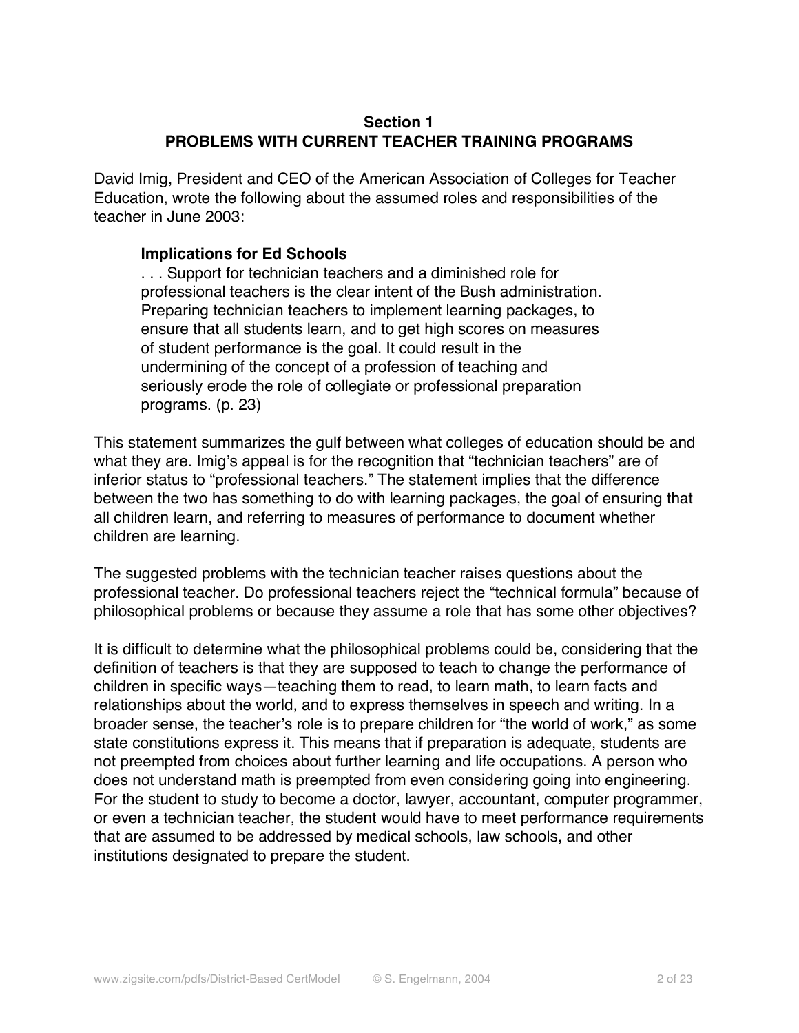## Section 1
## PROBLEMS WITH CURRENT TEACHER TRAINING PROGRAMS

David Imig, President and CEO of the American Association of Colleges for Teacher Education, wrote the following about the assumed roles and responsibilities of the teacher in June 2003:

> **Implications for Ed Schools**
> . . . Support for technician teachers and a diminished role for professional teachers is the clear intent of the Bush administration. Preparing technician teachers to implement learning packages, to ensure that all students learn, and to get high scores on measures of student performance is the goal. It could result in the undermining of the concept of a profession of teaching and seriously erode the role of collegiate or professional preparation programs. (p. 23)

This statement summarizes the gulf between what colleges of education should be and what they are. Imig's appeal is for the recognition that "technician teachers" are of inferior status to "professional teachers." The statement implies that the difference between the two has something to do with learning packages, the goal of ensuring that all children learn, and referring to measures of performance to document whether children are learning.

The suggested problems with the technician teacher raises questions about the professional teacher. Do professional teachers reject the "technical formula" because of philosophical problems or because they assume a role that has some other objectives?

It is difficult to determine what the philosophical problems could be, considering that the definition of teachers is that they are supposed to teach to change the performance of children in specific ways—teaching them to read, to learn math, to learn facts and relationships about the world, and to express themselves in speech and writing. In a broader sense, the teacher's role is to prepare children for "the world of work," as some state constitutions express it. This means that if preparation is adequate, students are not preempted from choices about further learning and life occupations. A person who does not understand math is preempted from even considering going into engineering. For the student to study to become a doctor, lawyer, accountant, computer programmer, or even a technician teacher, the student would have to meet performance requirements that are assumed to be addressed by medical schools, law schools, and other institutions designated to prepare the student.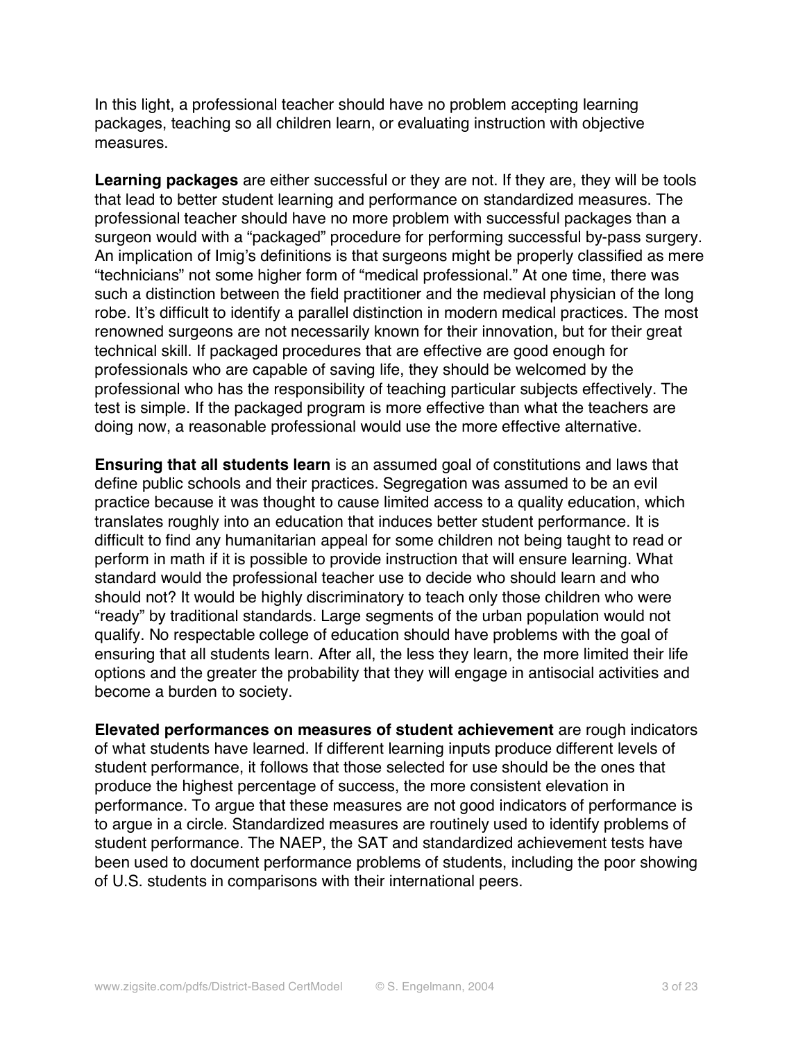In this light, a professional teacher should have no problem accepting learning packages, teaching so all children learn, or evaluating instruction with objective measures.

**Learning packages** are either successful or they are not. If they are, they will be tools that lead to better student learning and performance on standardized measures. The professional teacher should have no more problem with successful packages than a surgeon would with a "packaged" procedure for performing successful by-pass surgery. An implication of Imig's definitions is that surgeons might be properly classified as mere "technicians" not some higher form of "medical professional." At one time, there was such a distinction between the field practitioner and the medieval physician of the long robe. It's difficult to identify a parallel distinction in modern medical practices. The most renowned surgeons are not necessarily known for their innovation, but for their great technical skill. If packaged procedures that are effective are good enough for professionals who are capable of saving life, they should be welcomed by the professional who has the responsibility of teaching particular subjects effectively. The test is simple. If the packaged program is more effective than what the teachers are doing now, a reasonable professional would use the more effective alternative.

**Ensuring that all students learn** is an assumed goal of constitutions and laws that define public schools and their practices. Segregation was assumed to be an evil practice because it was thought to cause limited access to a quality education, which translates roughly into an education that induces better student performance. It is difficult to find any humanitarian appeal for some children not being taught to read or perform in math if it is possible to provide instruction that will ensure learning. What standard would the professional teacher use to decide who should learn and who should not? It would be highly discriminatory to teach only those children who were "ready" by traditional standards. Large segments of the urban population would not qualify. No respectable college of education should have problems with the goal of ensuring that all students learn. After all, the less they learn, the more limited their life options and the greater the probability that they will engage in antisocial activities and become a burden to society.

**Elevated performances on measures of student achievement** are rough indicators of what students have learned. If different learning inputs produce different levels of student performance, it follows that those selected for use should be the ones that produce the highest percentage of success, the more consistent elevation in performance. To argue that these measures are not good indicators of performance is to argue in a circle. Standardized measures are routinely used to identify problems of student performance. The NAEP, the SAT and standardized achievement tests have been used to document performance problems of students, including the poor showing of U.S. students in comparisons with their international peers.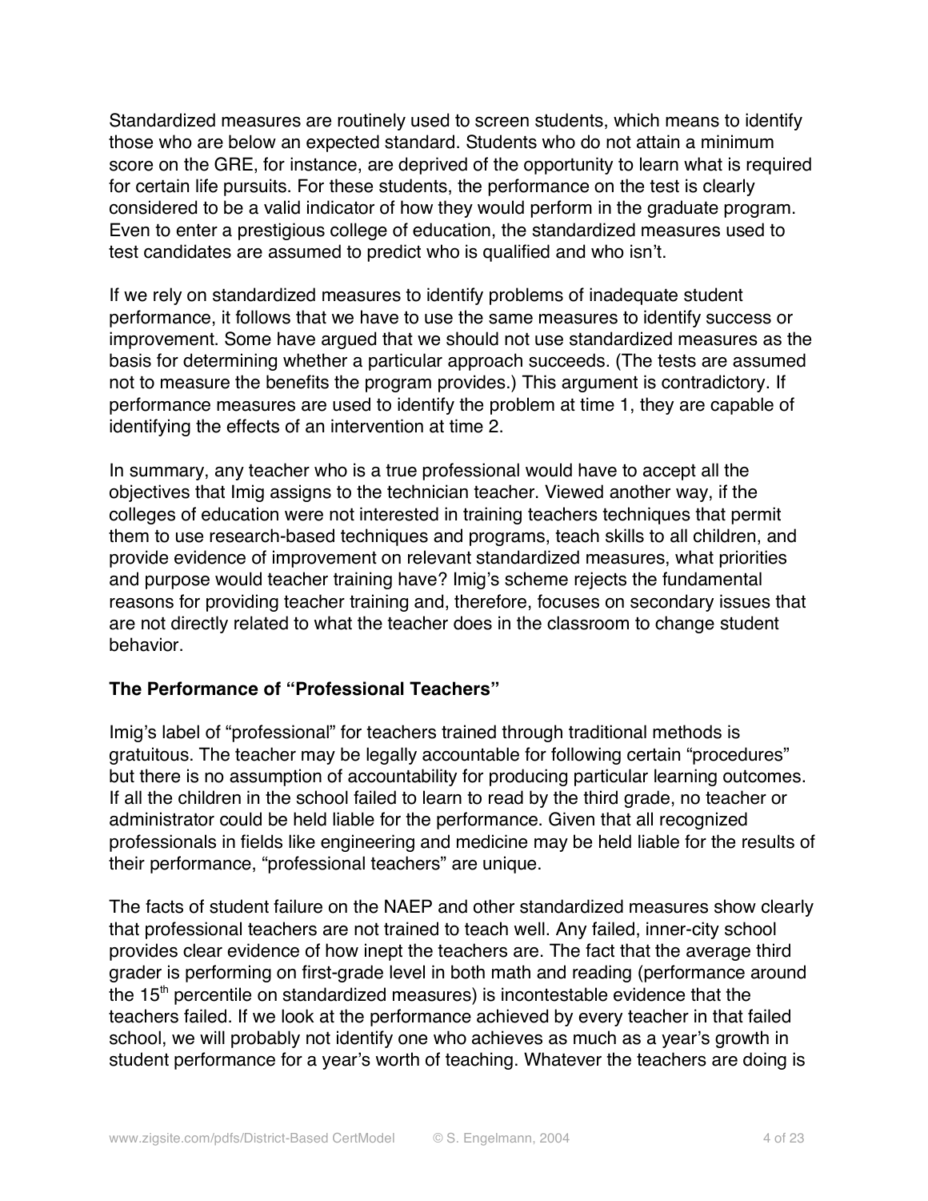Standardized measures are routinely used to screen students, which means to identify those who are below an expected standard. Students who do not attain a minimum score on the GRE, for instance, are deprived of the opportunity to learn what is required for certain life pursuits. For these students, the performance on the test is clearly considered to be a valid indicator of how they would perform in the graduate program. Even to enter a prestigious college of education, the standardized measures used to test candidates are assumed to predict who is qualified and who isn't.

If we rely on standardized measures to identify problems of inadequate student performance, it follows that we have to use the same measures to identify success or improvement. Some have argued that we should not use standardized measures as the basis for determining whether a particular approach succeeds. (The tests are assumed not to measure the benefits the program provides.) This argument is contradictory. If performance measures are used to identify the problem at time 1, they are capable of identifying the effects of an intervention at time 2.

In summary, any teacher who is a true professional would have to accept all the objectives that Imig assigns to the technician teacher. Viewed another way, if the colleges of education were not interested in training teachers techniques that permit them to use research-based techniques and programs, teach skills to all children, and provide evidence of improvement on relevant standardized measures, what priorities and purpose would teacher training have? Imig's scheme rejects the fundamental reasons for providing teacher training and, therefore, focuses on secondary issues that are not directly related to what the teacher does in the classroom to change student behavior.

### The Performance of "Professional Teachers"

Imig's label of "professional" for teachers trained through traditional methods is gratuitous. The teacher may be legally accountable for following certain "procedures" but there is no assumption of accountability for producing particular learning outcomes. If all the children in the school failed to learn to read by the third grade, no teacher or administrator could be held liable for the performance. Given that all recognized professionals in fields like engineering and medicine may be held liable for the results of their performance, "professional teachers" are unique.

The facts of student failure on the NAEP and other standardized measures show clearly that professional teachers are not trained to teach well. Any failed, inner-city school provides clear evidence of how inept the teachers are. The fact that the average third grader is performing on first-grade level in both math and reading (performance around the 15th percentile on standardized measures) is incontestable evidence that the teachers failed. If we look at the performance achieved by every teacher in that failed school, we will probably not identify one who achieves as much as a year's growth in student performance for a year's worth of teaching. Whatever the teachers are doing is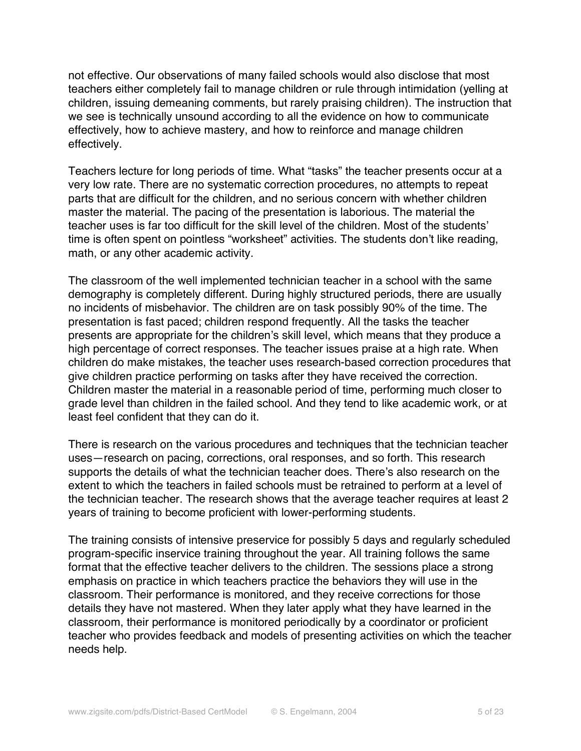not effective. Our observations of many failed schools would also disclose that most teachers either completely fail to manage children or rule through intimidation (yelling at children, issuing demeaning comments, but rarely praising children). The instruction that we see is technically unsound according to all the evidence on how to communicate effectively, how to achieve mastery, and how to reinforce and manage children effectively.

Teachers lecture for long periods of time. What “tasks” the teacher presents occur at a very low rate. There are no systematic correction procedures, no attempts to repeat parts that are difficult for the children, and no serious concern with whether children master the material. The pacing of the presentation is laborious. The material the teacher uses is far too difficult for the skill level of the children. Most of the students’ time is often spent on pointless “worksheet” activities. The students don’t like reading, math, or any other academic activity.

The classroom of the well implemented technician teacher in a school with the same demography is completely different. During highly structured periods, there are usually no incidents of misbehavior. The children are on task possibly 90% of the time. The presentation is fast paced; children respond frequently. All the tasks the teacher presents are appropriate for the children’s skill level, which means that they produce a high percentage of correct responses. The teacher issues praise at a high rate. When children do make mistakes, the teacher uses research-based correction procedures that give children practice performing on tasks after they have received the correction. Children master the material in a reasonable period of time, performing much closer to grade level than children in the failed school. And they tend to like academic work, or at least feel confident that they can do it.

There is research on the various procedures and techniques that the technician teacher uses—research on pacing, corrections, oral responses, and so forth. This research supports the details of what the technician teacher does. There’s also research on the extent to which the teachers in failed schools must be retrained to perform at a level of the technician teacher. The research shows that the average teacher requires at least 2 years of training to become proficient with lower-performing students.

The training consists of intensive preservice for possibly 5 days and regularly scheduled program-specific inservice training throughout the year. All training follows the same format that the effective teacher delivers to the children. The sessions place a strong emphasis on practice in which teachers practice the behaviors they will use in the classroom. Their performance is monitored, and they receive corrections for those details they have not mastered. When they later apply what they have learned in the classroom, their performance is monitored periodically by a coordinator or proficient teacher who provides feedback and models of presenting activities on which the teacher needs help.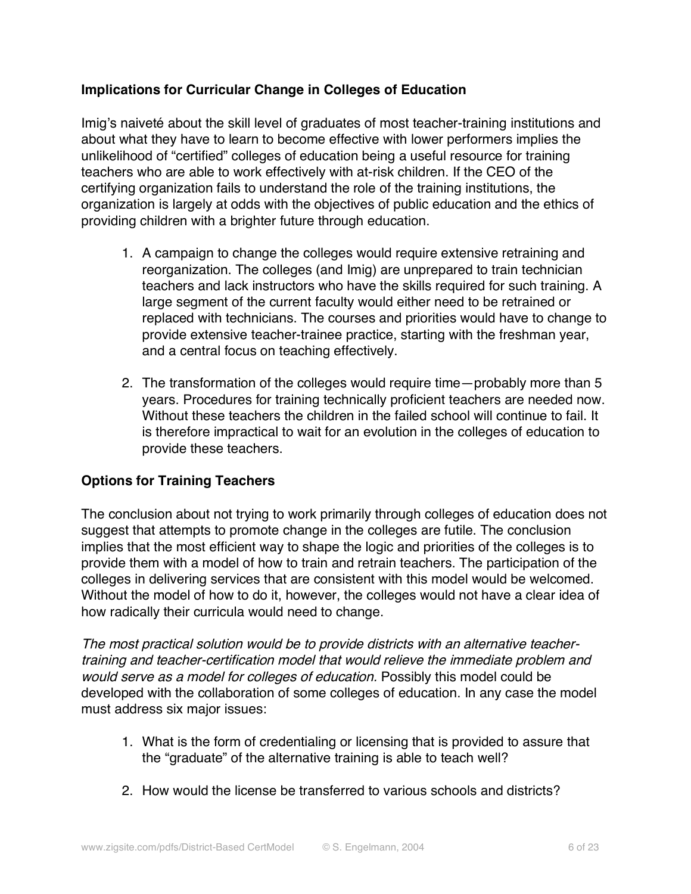### Implications for Curricular Change in Colleges of Education

Imig's naiveté about the skill level of graduates of most teacher-training institutions and about what they have to learn to become effective with lower performers implies the unlikelihood of "certified" colleges of education being a useful resource for training teachers who are able to work effectively with at-risk children. If the CEO of the certifying organization fails to understand the role of the training institutions, the organization is largely at odds with the objectives of public education and the ethics of providing children with a brighter future through education.

1. A campaign to change the colleges would require extensive retraining and reorganization. The colleges (and Imig) are unprepared to train technician teachers and lack instructors who have the skills required for such training. A large segment of the current faculty would either need to be retrained or replaced with technicians. The courses and priorities would have to change to provide extensive teacher-trainee practice, starting with the freshman year, and a central focus on teaching effectively.

2. The transformation of the colleges would require time—probably more than 5 years. Procedures for training technically proficient teachers are needed now. Without these teachers the children in the failed school will continue to fail. It is therefore impractical to wait for an evolution in the colleges of education to provide these teachers.

### Options for Training Teachers

The conclusion about not trying to work primarily through colleges of education does not suggest that attempts to promote change in the colleges are futile. The conclusion implies that the most efficient way to shape the logic and priorities of the colleges is to provide them with a model of how to train and retrain teachers. The participation of the colleges in delivering services that are consistent with this model would be welcomed. Without the model of how to do it, however, the colleges would not have a clear idea of how radically their curricula would need to change.

*The most practical solution would be to provide districts with an alternative teacher-training and teacher-certification model that would relieve the immediate problem and would serve as a model for colleges of education.* Possibly this model could be developed with the collaboration of some colleges of education. In any case the model must address six major issues:

1. What is the form of credentialing or licensing that is provided to assure that the "graduate" of the alternative training is able to teach well?

2. How would the license be transferred to various schools and districts?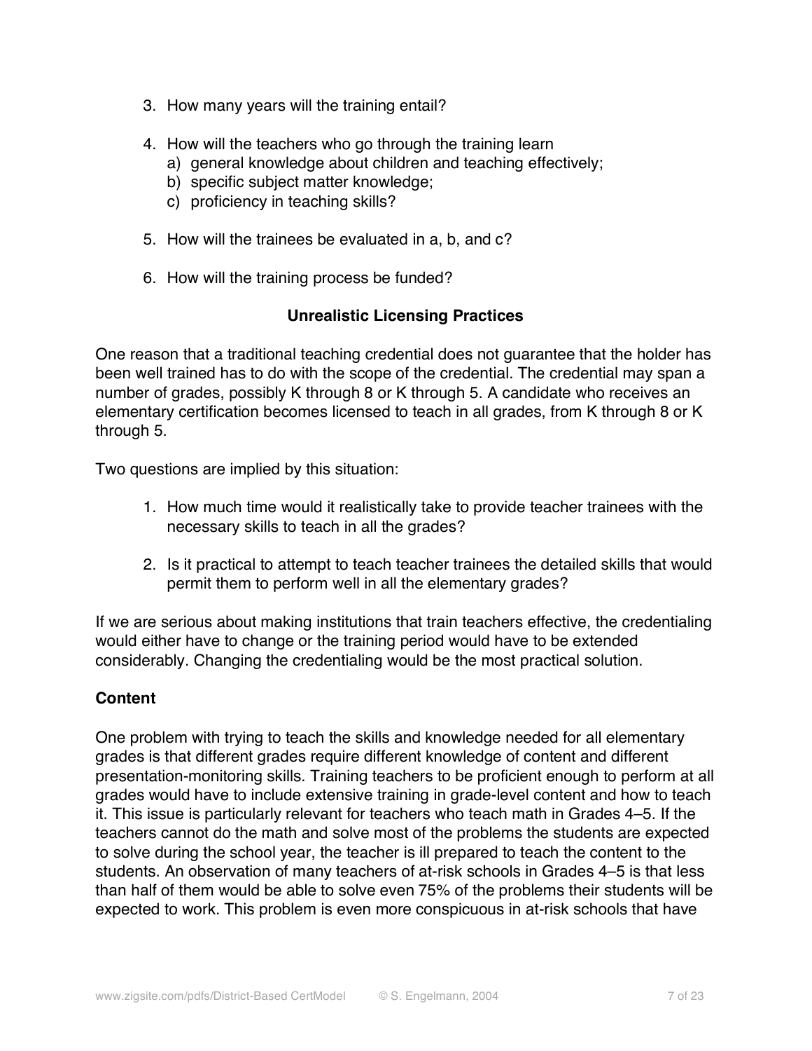3. How many years will the training entail?

4. How will the teachers who go through the training learn
   a) general knowledge about children and teaching effectively;
   b) specific subject matter knowledge;
   c) proficiency in teaching skills?

5. How will the trainees be evaluated in a, b, and c?

6. How will the training process be funded?

## Unrealistic Licensing Practices

One reason that a traditional teaching credential does not guarantee that the holder has been well trained has to do with the scope of the credential. The credential may span a number of grades, possibly K through 8 or K through 5. A candidate who receives an elementary certification becomes licensed to teach in all grades, from K through 8 or K through 5.

Two questions are implied by this situation:

1. How much time would it realistically take to provide teacher trainees with the necessary skills to teach in all the grades?

2. Is it practical to attempt to teach teacher trainees the detailed skills that would permit them to perform well in all the elementary grades?

If we are serious about making institutions that train teachers effective, the credentialing would either have to change or the training period would have to be extended considerably. Changing the credentialing would be the most practical solution.

### Content

One problem with trying to teach the skills and knowledge needed for all elementary grades is that different grades require different knowledge of content and different presentation-monitoring skills. Training teachers to be proficient enough to perform at all grades would have to include extensive training in grade-level content and how to teach it. This issue is particularly relevant for teachers who teach math in Grades 4–5. If the teachers cannot do the math and solve most of the problems the students are expected to solve during the school year, the teacher is ill prepared to teach the content to the students. An observation of many teachers of at-risk schools in Grades 4–5 is that less than half of them would be able to solve even 75% of the problems their students will be expected to work. This problem is even more conspicuous in at-risk schools that have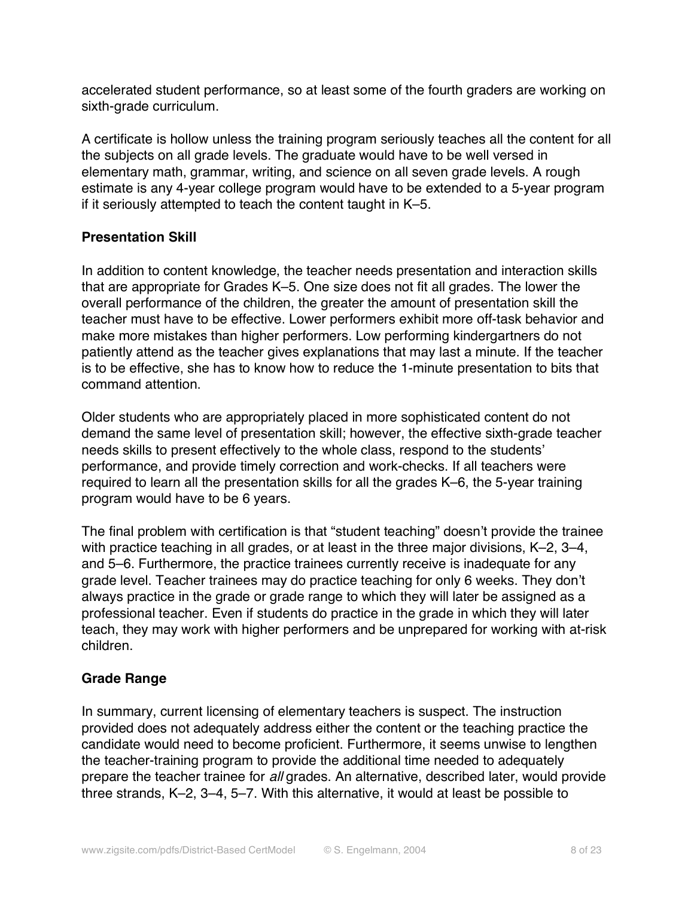accelerated student performance, so at least some of the fourth graders are working on sixth-grade curriculum.

A certificate is hollow unless the training program seriously teaches all the content for all the subjects on all grade levels. The graduate would have to be well versed in elementary math, grammar, writing, and science on all seven grade levels. A rough estimate is any 4-year college program would have to be extended to a 5-year program if it seriously attempted to teach the content taught in K–5.

### Presentation Skill

In addition to content knowledge, the teacher needs presentation and interaction skills that are appropriate for Grades K–5. One size does not fit all grades. The lower the overall performance of the children, the greater the amount of presentation skill the teacher must have to be effective. Lower performers exhibit more off-task behavior and make more mistakes than higher performers. Low performing kindergartners do not patiently attend as the teacher gives explanations that may last a minute. If the teacher is to be effective, she has to know how to reduce the 1-minute presentation to bits that command attention.

Older students who are appropriately placed in more sophisticated content do not demand the same level of presentation skill; however, the effective sixth-grade teacher needs skills to present effectively to the whole class, respond to the students' performance, and provide timely correction and work-checks. If all teachers were required to learn all the presentation skills for all the grades K–6, the 5-year training program would have to be 6 years.

The final problem with certification is that "student teaching" doesn't provide the trainee with practice teaching in all grades, or at least in the three major divisions, K–2, 3–4, and 5–6. Furthermore, the practice trainees currently receive is inadequate for any grade level. Teacher trainees may do practice teaching for only 6 weeks. They don't always practice in the grade or grade range to which they will later be assigned as a professional teacher. Even if students do practice in the grade in which they will later teach, they may work with higher performers and be unprepared for working with at-risk children.

### Grade Range

In summary, current licensing of elementary teachers is suspect. The instruction provided does not adequately address either the content or the teaching practice the candidate would need to become proficient. Furthermore, it seems unwise to lengthen the teacher-training program to provide the additional time needed to adequately prepare the teacher trainee for *all* grades. An alternative, described later, would provide three strands, K–2, 3–4, 5–7. With this alternative, it would at least be possible to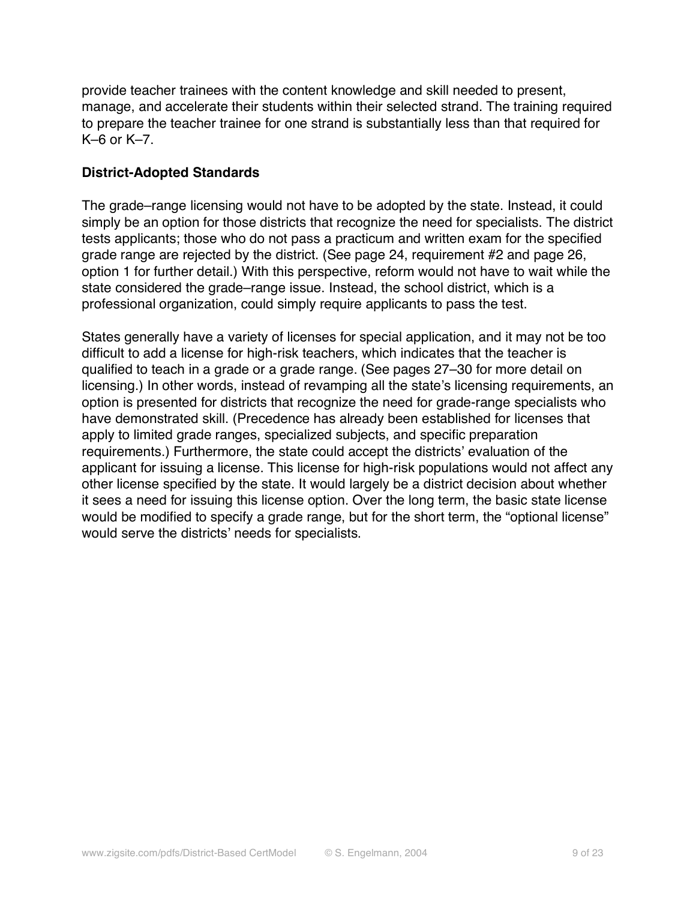provide teacher trainees with the content knowledge and skill needed to present, manage, and accelerate their students within their selected strand. The training required to prepare the teacher trainee for one strand is substantially less than that required for K–6 or K–7.

**District-Adopted Standards**

The grade–range licensing would not have to be adopted by the state. Instead, it could simply be an option for those districts that recognize the need for specialists. The district tests applicants; those who do not pass a practicum and written exam for the specified grade range are rejected by the district. (See page 24, requirement #2 and page 26, option 1 for further detail.) With this perspective, reform would not have to wait while the state considered the grade–range issue. Instead, the school district, which is a professional organization, could simply require applicants to pass the test.

States generally have a variety of licenses for special application, and it may not be too difficult to add a license for high-risk teachers, which indicates that the teacher is qualified to teach in a grade or a grade range. (See pages 27–30 for more detail on licensing.) In other words, instead of revamping all the state's licensing requirements, an option is presented for districts that recognize the need for grade-range specialists who have demonstrated skill. (Precedence has already been established for licenses that apply to limited grade ranges, specialized subjects, and specific preparation requirements.) Furthermore, the state could accept the districts' evaluation of the applicant for issuing a license. This license for high-risk populations would not affect any other license specified by the state. It would largely be a district decision about whether it sees a need for issuing this license option. Over the long term, the basic state license would be modified to specify a grade range, but for the short term, the "optional license" would serve the districts' needs for specialists.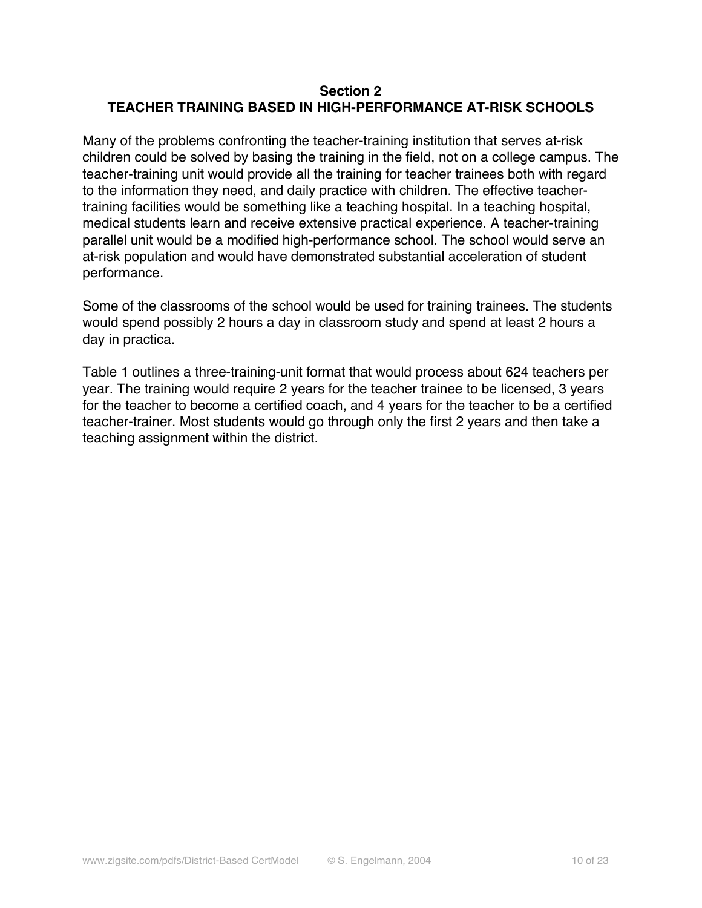## Section 2
## TEACHER TRAINING BASED IN HIGH-PERFORMANCE AT-RISK SCHOOLS

Many of the problems confronting the teacher-training institution that serves at-risk children could be solved by basing the training in the field, not on a college campus. The teacher-training unit would provide all the training for teacher trainees both with regard to the information they need, and daily practice with children. The effective teacher-training facilities would be something like a teaching hospital. In a teaching hospital, medical students learn and receive extensive practical experience. A teacher-training parallel unit would be a modified high-performance school. The school would serve an at-risk population and would have demonstrated substantial acceleration of student performance.

Some of the classrooms of the school would be used for training trainees. The students would spend possibly 2 hours a day in classroom study and spend at least 2 hours a day in practica.

Table 1 outlines a three-training-unit format that would process about 624 teachers per year. The training would require 2 years for the teacher trainee to be licensed, 3 years for the teacher to become a certified coach, and 4 years for the teacher to be a certified teacher-trainer. Most students would go through only the first 2 years and then take a teaching assignment within the district.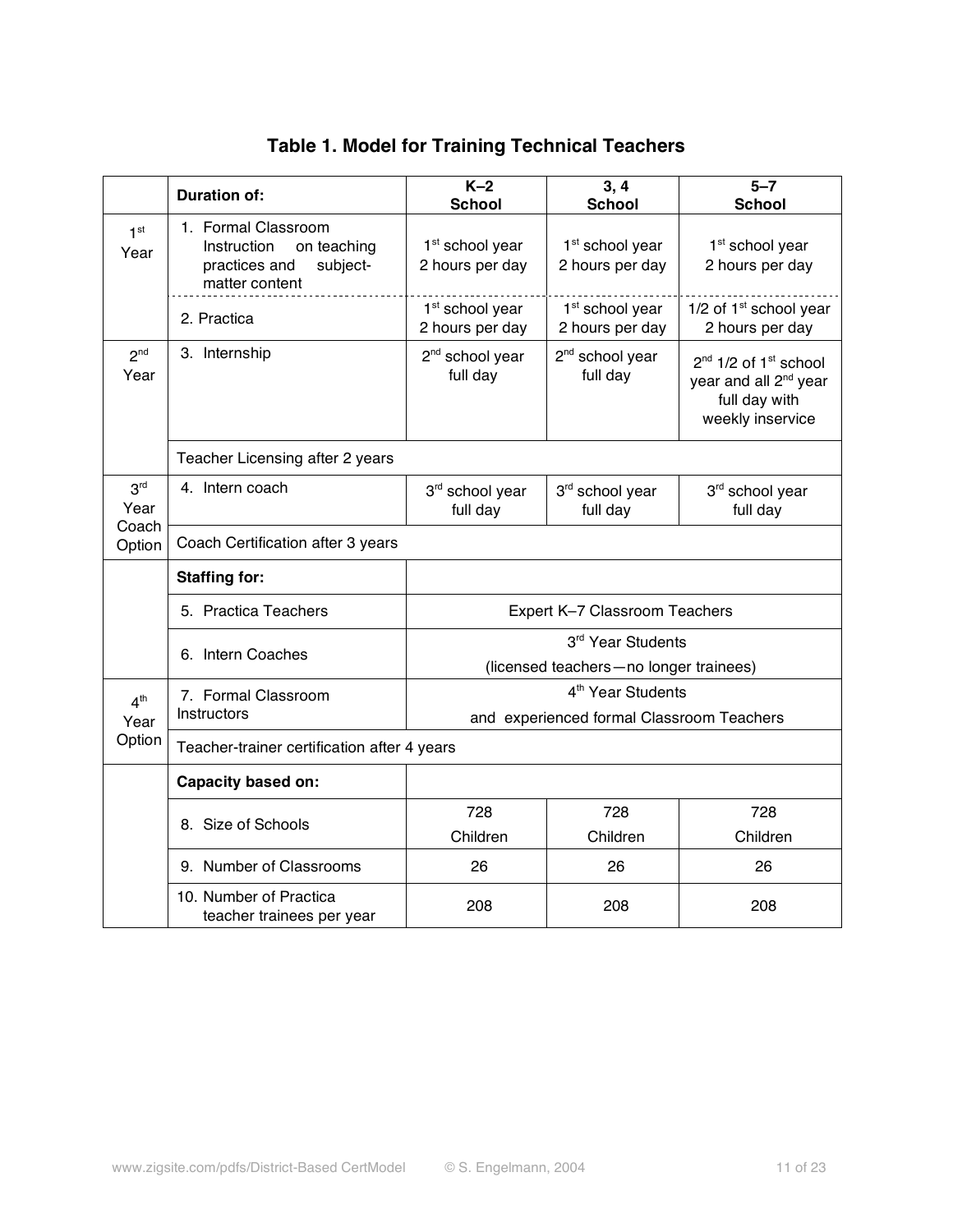## Table 1. Model for Training Technical Teachers

| | Duration of: | K–2 School | 3, 4 School | 5–7 School |
|---|---|---|---|---|
| 1st Year | 1. Formal Classroom Instruction on teaching practices and subject-matter content | 1st school year 2 hours per day | 1st school year 2 hours per day | 1st school year 2 hours per day |
| | 2. Practica | 1st school year 2 hours per day | 1st school year 2 hours per day | 1/2 of 1st school year 2 hours per day |
| 2nd Year | 3. Internship | 2nd school year full day | 2nd school year full day | 2nd 1/2 of 1st school year and all 2nd year full day with weekly inservice |
| | Teacher Licensing after 2 years | | | |
| 3rd Year Coach Option | 4. Intern coach | 3rd school year full day | 3rd school year full day | 3rd school year full day |
| | Coach Certification after 3 years | | | |
| | **Staffing for:** | | | |
| | 5. Practica Teachers | Expert K–7 Classroom Teachers | | |
| | 6. Intern Coaches | 3rd Year Students (licensed teachers—no longer trainees) | | |
| 4th Year Option | 7. Formal Classroom Instructors | 4th Year Students and experienced formal Classroom Teachers | | |
| | Teacher-trainer certification after 4 years | | | |
| | **Capacity based on:** | | | |
| | 8. Size of Schools | 728 Children | 728 Children | 728 Children |
| | 9. Number of Classrooms | 26 | 26 | 26 |
| | 10. Number of Practica teacher trainees per year | 208 | 208 | 208 |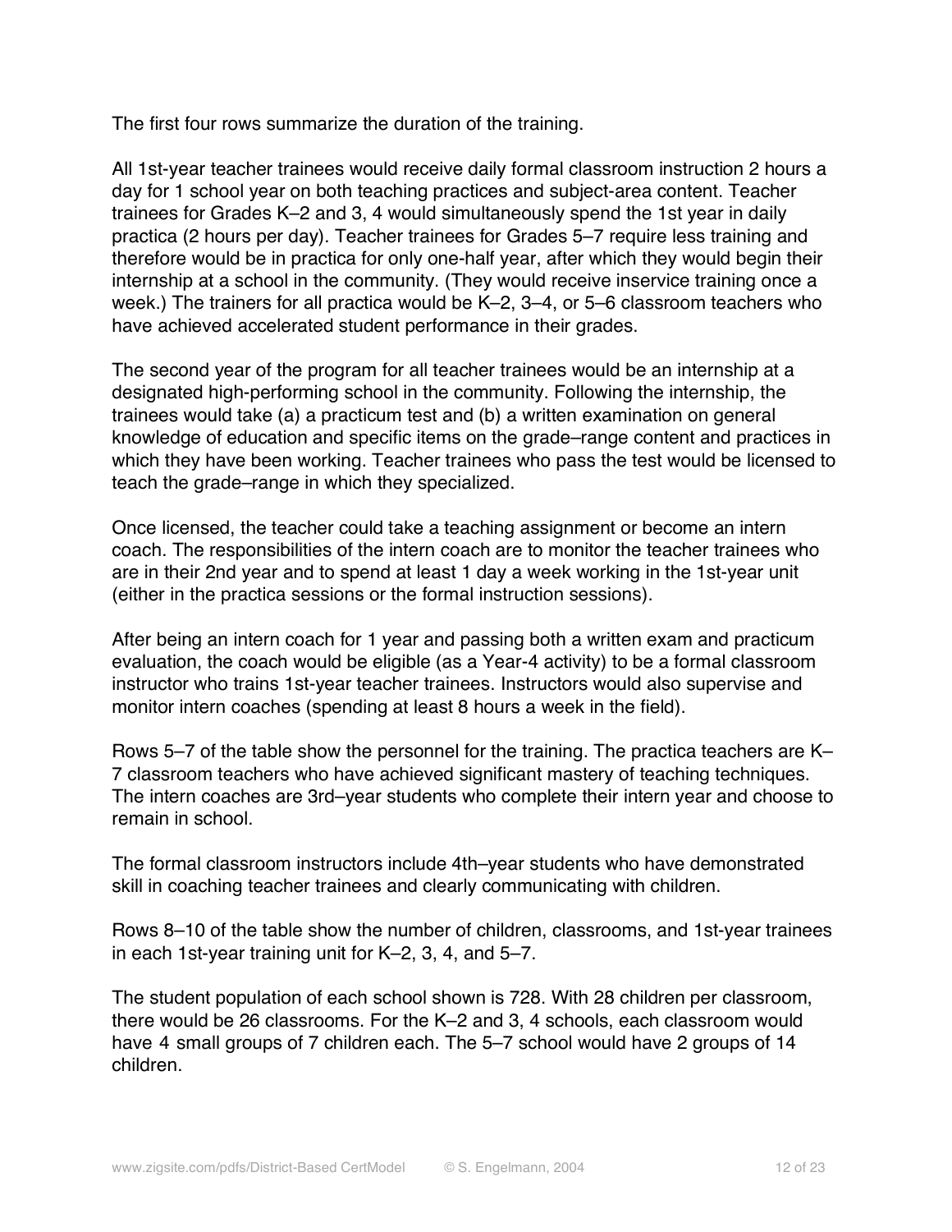The first four rows summarize the duration of the training.

All 1st-year teacher trainees would receive daily formal classroom instruction 2 hours a day for 1 school year on both teaching practices and subject-area content. Teacher trainees for Grades K–2 and 3, 4 would simultaneously spend the 1st year in daily practica (2 hours per day). Teacher trainees for Grades 5–7 require less training and therefore would be in practica for only one-half year, after which they would begin their internship at a school in the community. (They would receive inservice training once a week.) The trainers for all practica would be K–2, 3–4, or 5–6 classroom teachers who have achieved accelerated student performance in their grades.

The second year of the program for all teacher trainees would be an internship at a designated high-performing school in the community. Following the internship, the trainees would take (a) a practicum test and (b) a written examination on general knowledge of education and specific items on the grade–range content and practices in which they have been working. Teacher trainees who pass the test would be licensed to teach the grade–range in which they specialized.

Once licensed, the teacher could take a teaching assignment or become an intern coach. The responsibilities of the intern coach are to monitor the teacher trainees who are in their 2nd year and to spend at least 1 day a week working in the 1st-year unit (either in the practica sessions or the formal instruction sessions).

After being an intern coach for 1 year and passing both a written exam and practicum evaluation, the coach would be eligible (as a Year-4 activity) to be a formal classroom instructor who trains 1st-year teacher trainees. Instructors would also supervise and monitor intern coaches (spending at least 8 hours a week in the field).

Rows 5–7 of the table show the personnel for the training. The practica teachers are K–7 classroom teachers who have achieved significant mastery of teaching techniques. The intern coaches are 3rd–year students who complete their intern year and choose to remain in school.

The formal classroom instructors include 4th–year students who have demonstrated skill in coaching teacher trainees and clearly communicating with children.

Rows 8–10 of the table show the number of children, classrooms, and 1st-year trainees in each 1st-year training unit for K–2, 3, 4, and 5–7.

The student population of each school shown is 728. With 28 children per classroom, there would be 26 classrooms. For the K–2 and 3, 4 schools, each classroom would have 4 small groups of 7 children each. The 5–7 school would have 2 groups of 14 children.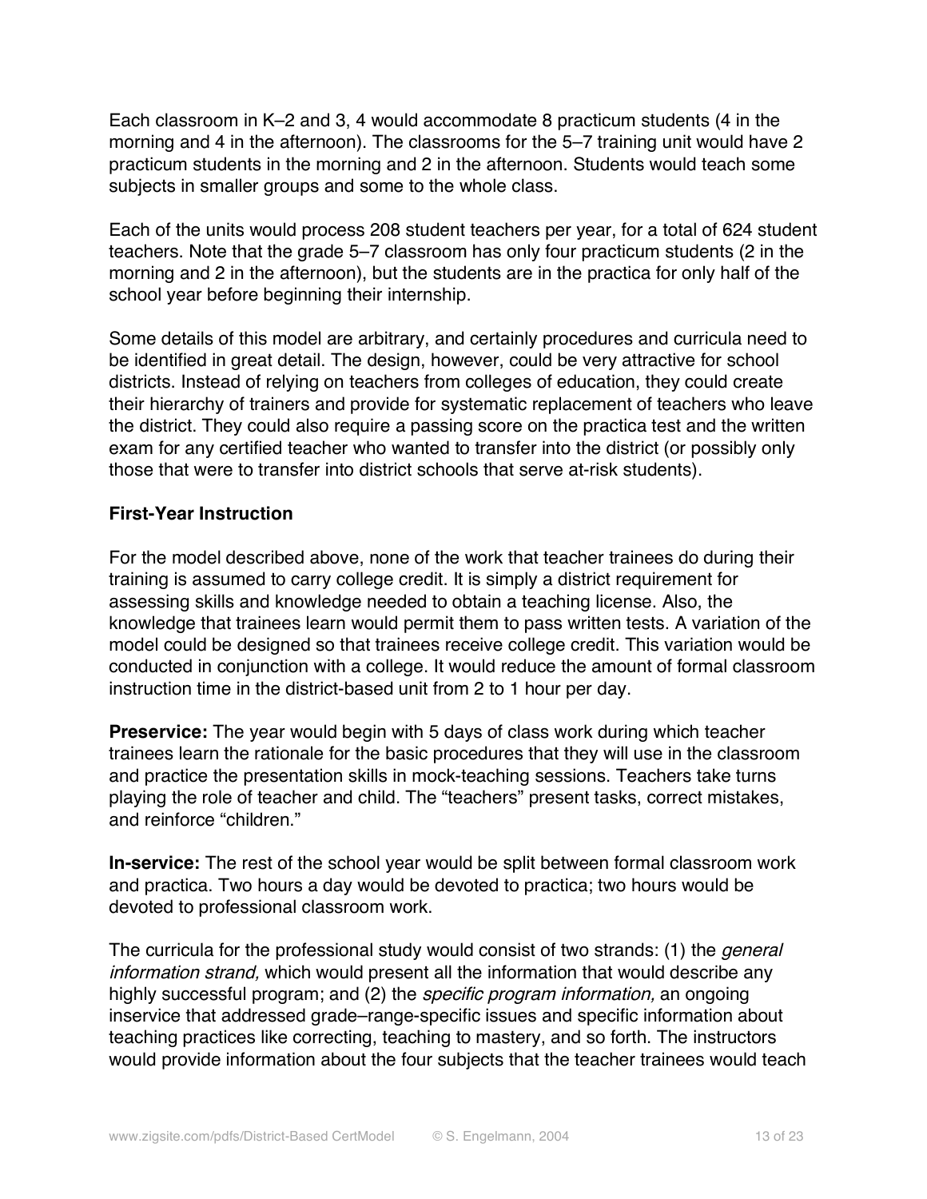Each classroom in K–2 and 3, 4 would accommodate 8 practicum students (4 in the morning and 4 in the afternoon). The classrooms for the 5–7 training unit would have 2 practicum students in the morning and 2 in the afternoon. Students would teach some subjects in smaller groups and some to the whole class.

Each of the units would process 208 student teachers per year, for a total of 624 student teachers. Note that the grade 5–7 classroom has only four practicum students (2 in the morning and 2 in the afternoon), but the students are in the practica for only half of the school year before beginning their internship.

Some details of this model are arbitrary, and certainly procedures and curricula need to be identified in great detail. The design, however, could be very attractive for school districts. Instead of relying on teachers from colleges of education, they could create their hierarchy of trainers and provide for systematic replacement of teachers who leave the district. They could also require a passing score on the practica test and the written exam for any certified teacher who wanted to transfer into the district (or possibly only those that were to transfer into district schools that serve at-risk students).

### First-Year Instruction

For the model described above, none of the work that teacher trainees do during their training is assumed to carry college credit. It is simply a district requirement for assessing skills and knowledge needed to obtain a teaching license. Also, the knowledge that trainees learn would permit them to pass written tests. A variation of the model could be designed so that trainees receive college credit. This variation would be conducted in conjunction with a college. It would reduce the amount of formal classroom instruction time in the district-based unit from 2 to 1 hour per day.

**Preservice:** The year would begin with 5 days of class work during which teacher trainees learn the rationale for the basic procedures that they will use in the classroom and practice the presentation skills in mock-teaching sessions. Teachers take turns playing the role of teacher and child. The "teachers" present tasks, correct mistakes, and reinforce "children."

**In-service:** The rest of the school year would be split between formal classroom work and practica. Two hours a day would be devoted to practica; two hours would be devoted to professional classroom work.

The curricula for the professional study would consist of two strands: (1) the *general information strand,* which would present all the information that would describe any highly successful program; and (2) the *specific program information,* an ongoing inservice that addressed grade–range-specific issues and specific information about teaching practices like correcting, teaching to mastery, and so forth. The instructors would provide information about the four subjects that the teacher trainees would teach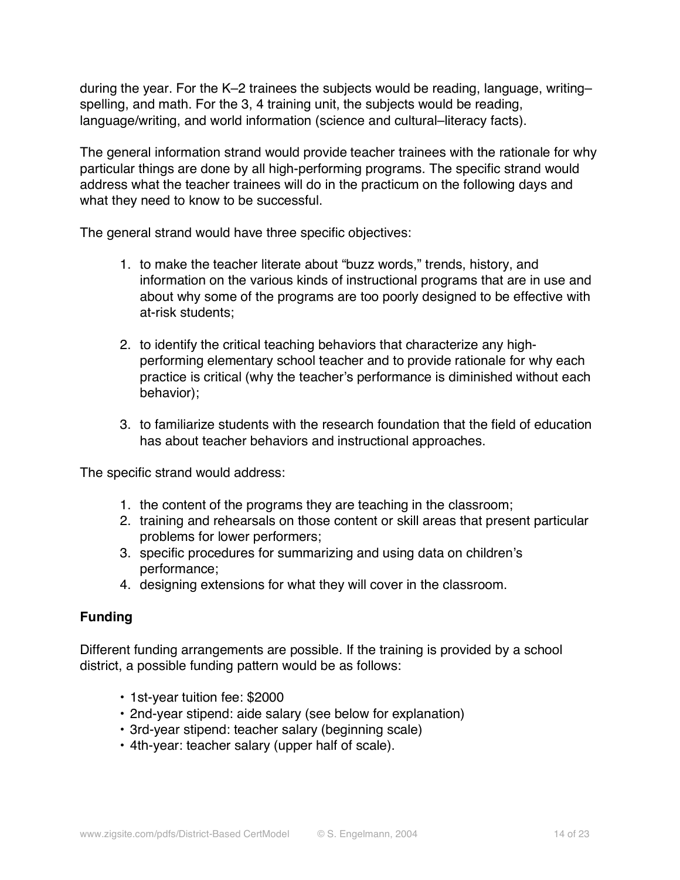during the year. For the K–2 trainees the subjects would be reading, language, writing–spelling, and math. For the 3, 4 training unit, the subjects would be reading, language/writing, and world information (science and cultural–literacy facts).

The general information strand would provide teacher trainees with the rationale for why particular things are done by all high-performing programs. The specific strand would address what the teacher trainees will do in the practicum on the following days and what they need to know to be successful.

The general strand would have three specific objectives:

1. to make the teacher literate about "buzz words," trends, history, and information on the various kinds of instructional programs that are in use and about why some of the programs are too poorly designed to be effective with at-risk students;

2. to identify the critical teaching behaviors that characterize any high-performing elementary school teacher and to provide rationale for why each practice is critical (why the teacher's performance is diminished without each behavior);

3. to familiarize students with the research foundation that the field of education has about teacher behaviors and instructional approaches.

The specific strand would address:

1. the content of the programs they are teaching in the classroom;
2. training and rehearsals on those content or skill areas that present particular problems for lower performers;
3. specific procedures for summarizing and using data on children's performance;
4. designing extensions for what they will cover in the classroom.

**Funding**

Different funding arrangements are possible. If the training is provided by a school district, a possible funding pattern would be as follows:

- 1st-year tuition fee: $2000
- 2nd-year stipend: aide salary (see below for explanation)
- 3rd-year stipend: teacher salary (beginning scale)
- 4th-year: teacher salary (upper half of scale).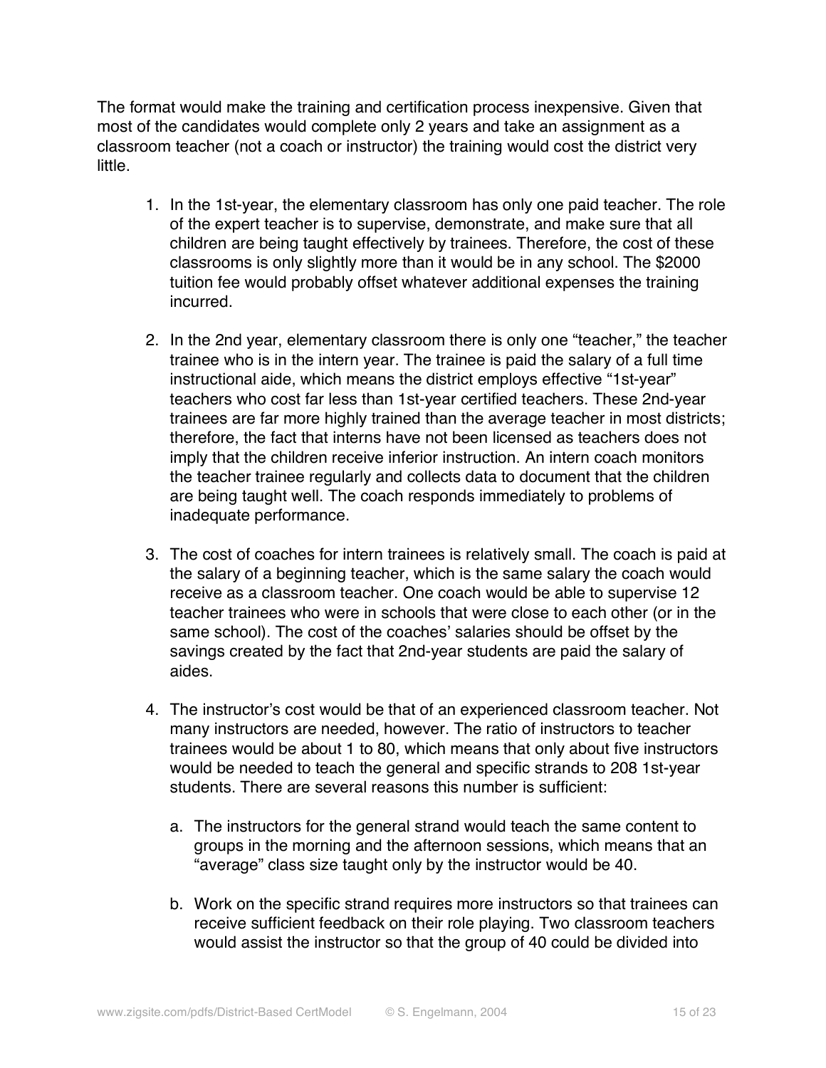The format would make the training and certification process inexpensive. Given that most of the candidates would complete only 2 years and take an assignment as a classroom teacher (not a coach or instructor) the training would cost the district very little.

1. In the 1st-year, the elementary classroom has only one paid teacher. The role of the expert teacher is to supervise, demonstrate, and make sure that all children are being taught effectively by trainees. Therefore, the cost of these classrooms is only slightly more than it would be in any school. The $2000 tuition fee would probably offset whatever additional expenses the training incurred.

2. In the 2nd year, elementary classroom there is only one "teacher," the teacher trainee who is in the intern year. The trainee is paid the salary of a full time instructional aide, which means the district employs effective "1st-year" teachers who cost far less than 1st-year certified teachers. These 2nd-year trainees are far more highly trained than the average teacher in most districts; therefore, the fact that interns have not been licensed as teachers does not imply that the children receive inferior instruction. An intern coach monitors the teacher trainee regularly and collects data to document that the children are being taught well. The coach responds immediately to problems of inadequate performance.

3. The cost of coaches for intern trainees is relatively small. The coach is paid at the salary of a beginning teacher, which is the same salary the coach would receive as a classroom teacher. One coach would be able to supervise 12 teacher trainees who were in schools that were close to each other (or in the same school). The cost of the coaches' salaries should be offset by the savings created by the fact that 2nd-year students are paid the salary of aides.

4. The instructor's cost would be that of an experienced classroom teacher. Not many instructors are needed, however. The ratio of instructors to teacher trainees would be about 1 to 80, which means that only about five instructors would be needed to teach the general and specific strands to 208 1st-year students. There are several reasons this number is sufficient:

   a. The instructors for the general strand would teach the same content to groups in the morning and the afternoon sessions, which means that an "average" class size taught only by the instructor would be 40.

   b. Work on the specific strand requires more instructors so that trainees can receive sufficient feedback on their role playing. Two classroom teachers would assist the instructor so that the group of 40 could be divided into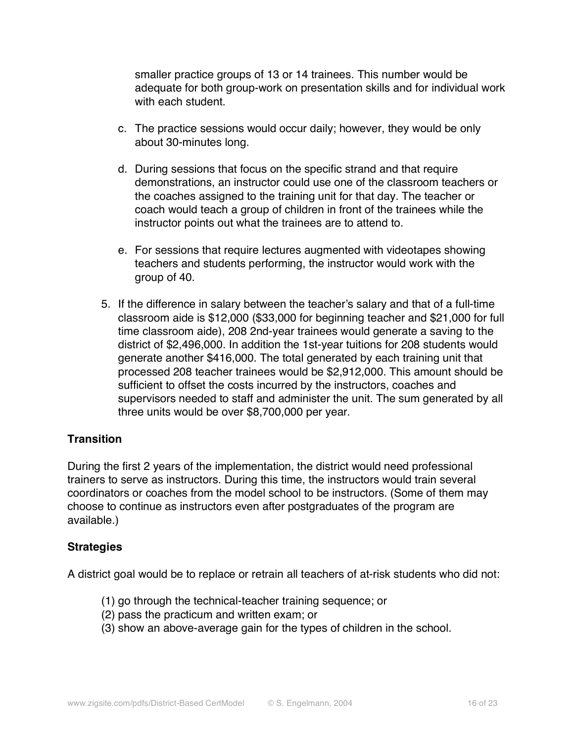smaller practice groups of 13 or 14 trainees. This number would be adequate for both group-work on presentation skills and for individual work with each student.

c. The practice sessions would occur daily; however, they would be only about 30-minutes long.

d. During sessions that focus on the specific strand and that require demonstrations, an instructor could use one of the classroom teachers or the coaches assigned to the training unit for that day. The teacher or coach would teach a group of children in front of the trainees while the instructor points out what the trainees are to attend to.

e. For sessions that require lectures augmented with videotapes showing teachers and students performing, the instructor would work with the group of 40.

5. If the difference in salary between the teacher's salary and that of a full-time classroom aide is $12,000 ($33,000 for beginning teacher and $21,000 for full time classroom aide), 208 2nd-year trainees would generate a saving to the district of $2,496,000. In addition the 1st-year tuitions for 208 students would generate another $416,000. The total generated by each training unit that processed 208 teacher trainees would be $2,912,000. This amount should be sufficient to offset the costs incurred by the instructors, coaches and supervisors needed to staff and administer the unit. The sum generated by all three units would be over $8,700,000 per year.

**Transition**

During the first 2 years of the implementation, the district would need professional trainers to serve as instructors. During this time, the instructors would train several coordinators or coaches from the model school to be instructors. (Some of them may choose to continue as instructors even after postgraduates of the program are available.)

**Strategies**

A district goal would be to replace or retrain all teachers of at-risk students who did not:

(1) go through the technical-teacher training sequence; or
(2) pass the practicum and written exam; or
(3) show an above-average gain for the types of children in the school.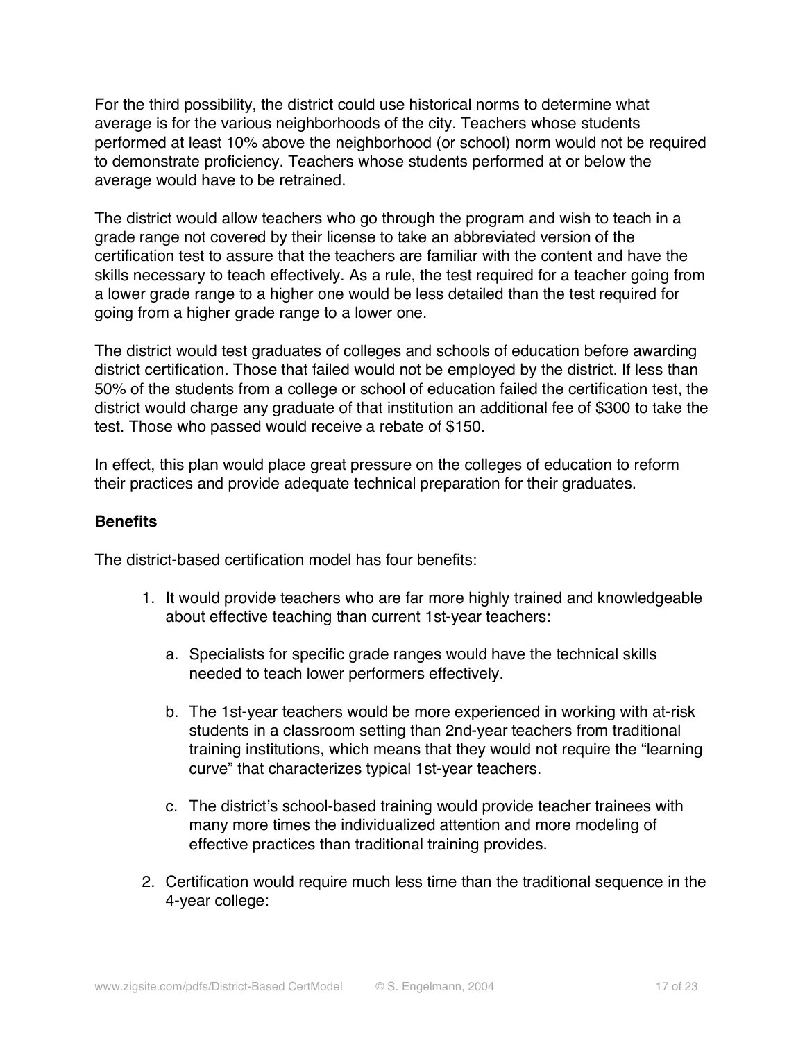For the third possibility, the district could use historical norms to determine what average is for the various neighborhoods of the city. Teachers whose students performed at least 10% above the neighborhood (or school) norm would not be required to demonstrate proficiency. Teachers whose students performed at or below the average would have to be retrained.

The district would allow teachers who go through the program and wish to teach in a grade range not covered by their license to take an abbreviated version of the certification test to assure that the teachers are familiar with the content and have the skills necessary to teach effectively. As a rule, the test required for a teacher going from a lower grade range to a higher one would be less detailed than the test required for going from a higher grade range to a lower one.

The district would test graduates of colleges and schools of education before awarding district certification. Those that failed would not be employed by the district. If less than 50% of the students from a college or school of education failed the certification test, the district would charge any graduate of that institution an additional fee of $300 to take the test. Those who passed would receive a rebate of $150.

In effect, this plan would place great pressure on the colleges of education to reform their practices and provide adequate technical preparation for their graduates.

**Benefits**

The district-based certification model has four benefits:

1. It would provide teachers who are far more highly trained and knowledgeable about effective teaching than current 1st-year teachers:

    a. Specialists for specific grade ranges would have the technical skills needed to teach lower performers effectively.

    b. The 1st-year teachers would be more experienced in working with at-risk students in a classroom setting than 2nd-year teachers from traditional training institutions, which means that they would not require the "learning curve" that characterizes typical 1st-year teachers.

    c. The district's school-based training would provide teacher trainees with many more times the individualized attention and more modeling of effective practices than traditional training provides.

2. Certification would require much less time than the traditional sequence in the 4-year college: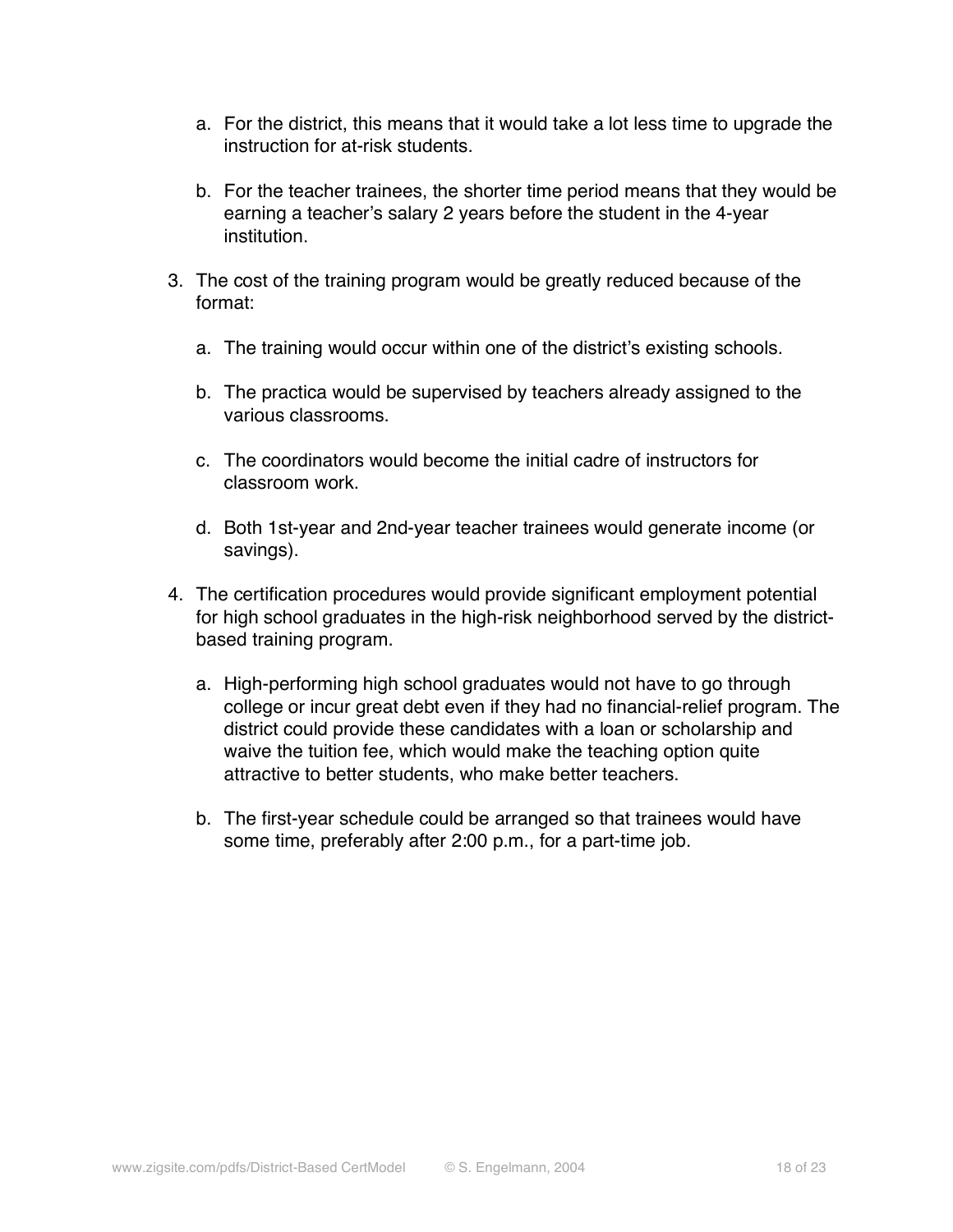a. For the district, this means that it would take a lot less time to upgrade the instruction for at-risk students.

   b. For the teacher trainees, the shorter time period means that they would be earning a teacher's salary 2 years before the student in the 4-year institution.

3. The cost of the training program would be greatly reduced because of the format:

   a. The training would occur within one of the district's existing schools.

   b. The practica would be supervised by teachers already assigned to the various classrooms.

   c. The coordinators would become the initial cadre of instructors for classroom work.

   d. Both 1st-year and 2nd-year teacher trainees would generate income (or savings).

4. The certification procedures would provide significant employment potential for high school graduates in the high-risk neighborhood served by the district-based training program.

   a. High-performing high school graduates would not have to go through college or incur great debt even if they had no financial-relief program. The district could provide these candidates with a loan or scholarship and waive the tuition fee, which would make the teaching option quite attractive to better students, who make better teachers.

   b. The first-year schedule could be arranged so that trainees would have some time, preferably after 2:00 p.m., for a part-time job.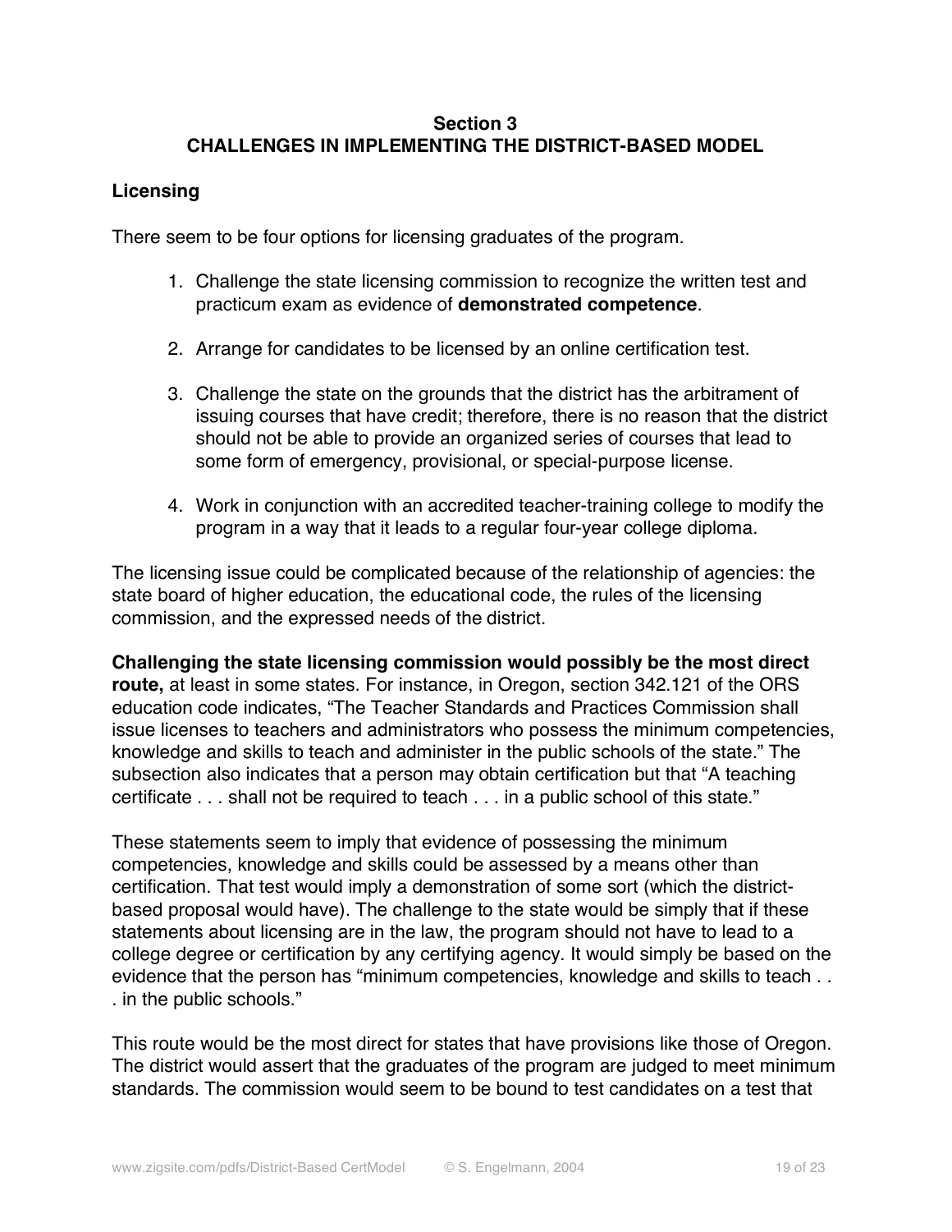## Section 3
## CHALLENGES IN IMPLEMENTING THE DISTRICT-BASED MODEL

### Licensing

There seem to be four options for licensing graduates of the program.

1. Challenge the state licensing commission to recognize the written test and practicum exam as evidence of **demonstrated competence**.

2. Arrange for candidates to be licensed by an online certification test.

3. Challenge the state on the grounds that the district has the arbitrament of issuing courses that have credit; therefore, there is no reason that the district should not be able to provide an organized series of courses that lead to some form of emergency, provisional, or special-purpose license.

4. Work in conjunction with an accredited teacher-training college to modify the program in a way that it leads to a regular four-year college diploma.

The licensing issue could be complicated because of the relationship of agencies: the state board of higher education, the educational code, the rules of the licensing commission, and the expressed needs of the district.

**Challenging the state licensing commission would possibly be the most direct route,** at least in some states. For instance, in Oregon, section 342.121 of the ORS education code indicates, "The Teacher Standards and Practices Commission shall issue licenses to teachers and administrators who possess the minimum competencies, knowledge and skills to teach and administer in the public schools of the state." The subsection also indicates that a person may obtain certification but that "A teaching certificate . . . shall not be required to teach . . . in a public school of this state."

These statements seem to imply that evidence of possessing the minimum competencies, knowledge and skills could be assessed by a means other than certification. That test would imply a demonstration of some sort (which the district-based proposal would have). The challenge to the state would be simply that if these statements about licensing are in the law, the program should not have to lead to a college degree or certification by any certifying agency. It would simply be based on the evidence that the person has "minimum competencies, knowledge and skills to teach . . . in the public schools."

This route would be the most direct for states that have provisions like those of Oregon. The district would assert that the graduates of the program are judged to meet minimum standards. The commission would seem to be bound to test candidates on a test that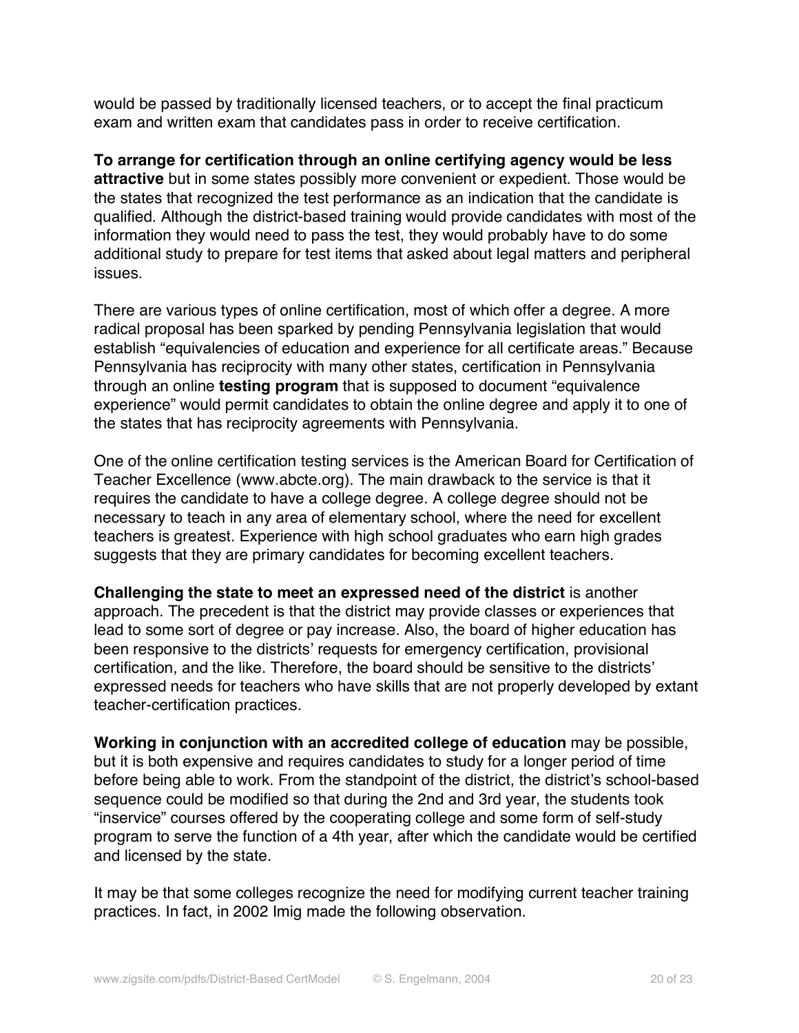would be passed by traditionally licensed teachers, or to accept the final practicum exam and written exam that candidates pass in order to receive certification.

**To arrange for certification through an online certifying agency would be less attractive** but in some states possibly more convenient or expedient. Those would be the states that recognized the test performance as an indication that the candidate is qualified. Although the district-based training would provide candidates with most of the information they would need to pass the test, they would probably have to do some additional study to prepare for test items that asked about legal matters and peripheral issues.

There are various types of online certification, most of which offer a degree. A more radical proposal has been sparked by pending Pennsylvania legislation that would establish "equivalencies of education and experience for all certificate areas." Because Pennsylvania has reciprocity with many other states, certification in Pennsylvania through an online **testing program** that is supposed to document "equivalence experience" would permit candidates to obtain the online degree and apply it to one of the states that has reciprocity agreements with Pennsylvania.

One of the online certification testing services is the American Board for Certification of Teacher Excellence (www.abcte.org). The main drawback to the service is that it requires the candidate to have a college degree. A college degree should not be necessary to teach in any area of elementary school, where the need for excellent teachers is greatest. Experience with high school graduates who earn high grades suggests that they are primary candidates for becoming excellent teachers.

**Challenging the state to meet an expressed need of the district** is another approach. The precedent is that the district may provide classes or experiences that lead to some sort of degree or pay increase. Also, the board of higher education has been responsive to the districts' requests for emergency certification, provisional certification, and the like. Therefore, the board should be sensitive to the districts' expressed needs for teachers who have skills that are not properly developed by extant teacher-certification practices.

**Working in conjunction with an accredited college of education** may be possible, but it is both expensive and requires candidates to study for a longer period of time before being able to work. From the standpoint of the district, the district's school-based sequence could be modified so that during the 2nd and 3rd year, the students took "inservice" courses offered by the cooperating college and some form of self-study program to serve the function of a 4th year, after which the candidate would be certified and licensed by the state.

It may be that some colleges recognize the need for modifying current teacher training practices. In fact, in 2002 Imig made the following observation.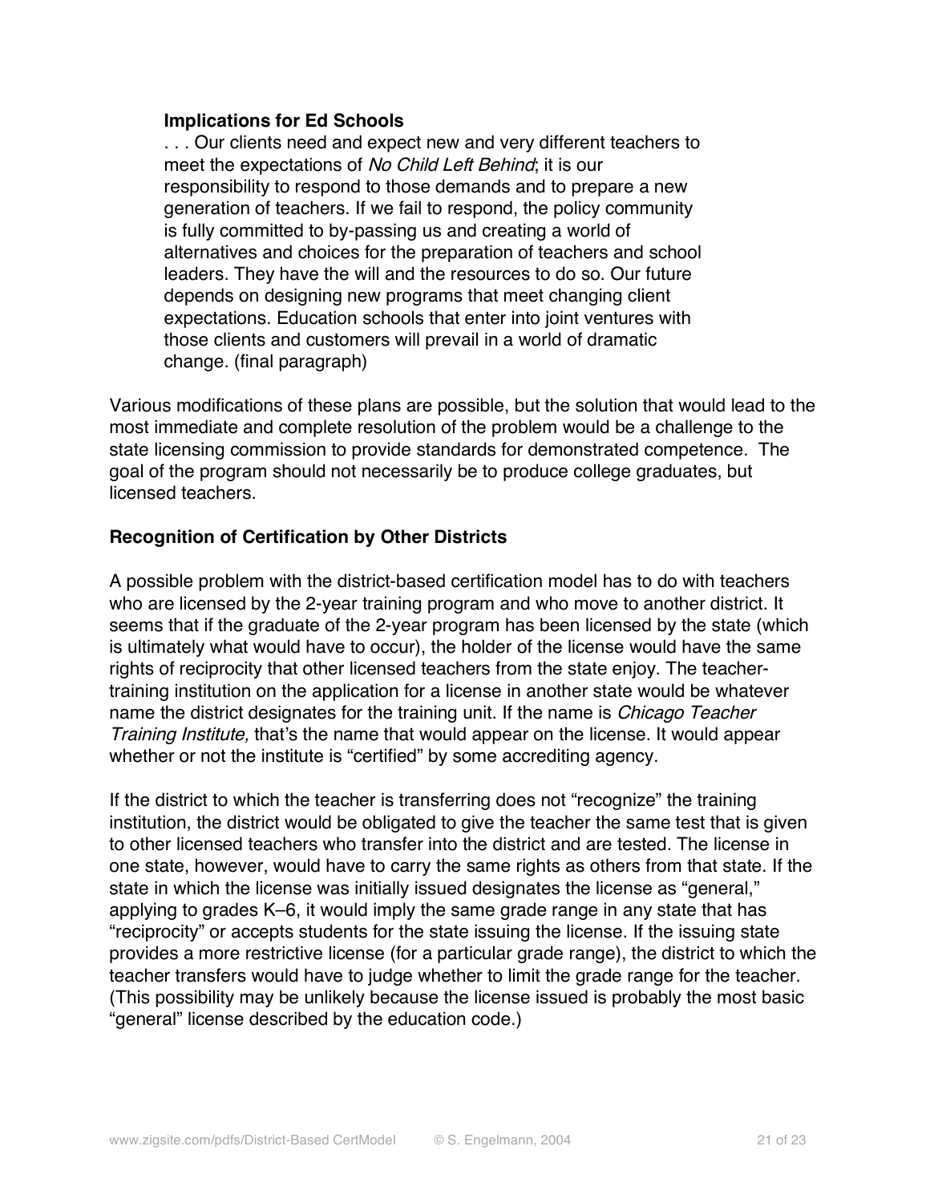> **Implications for Ed Schools**
>
> . . . Our clients need and expect new and very different teachers to meet the expectations of *No Child Left Behind*; it is our responsibility to respond to those demands and to prepare a new generation of teachers. If we fail to respond, the policy community is fully committed to by-passing us and creating a world of alternatives and choices for the preparation of teachers and school leaders. They have the will and the resources to do so. Our future depends on designing new programs that meet changing client expectations. Education schools that enter into joint ventures with those clients and customers will prevail in a world of dramatic change. (final paragraph)

Various modifications of these plans are possible, but the solution that would lead to the most immediate and complete resolution of the problem would be a challenge to the state licensing commission to provide standards for demonstrated competence. The goal of the program should not necessarily be to produce college graduates, but licensed teachers.

### Recognition of Certification by Other Districts

A possible problem with the district-based certification model has to do with teachers who are licensed by the 2-year training program and who move to another district. It seems that if the graduate of the 2-year program has been licensed by the state (which is ultimately what would have to occur), the holder of the license would have the same rights of reciprocity that other licensed teachers from the state enjoy. The teacher-training institution on the application for a license in another state would be whatever name the district designates for the training unit. If the name is *Chicago Teacher Training Institute,* that's the name that would appear on the license. It would appear whether or not the institute is "certified" by some accrediting agency.

If the district to which the teacher is transferring does not "recognize" the training institution, the district would be obligated to give the teacher the same test that is given to other licensed teachers who transfer into the district and are tested. The license in one state, however, would have to carry the same rights as others from that state. If the state in which the license was initially issued designates the license as "general," applying to grades K–6, it would imply the same grade range in any state that has "reciprocity" or accepts students for the state issuing the license. If the issuing state provides a more restrictive license (for a particular grade range), the district to which the teacher transfers would have to judge whether to limit the grade range for the teacher. (This possibility may be unlikely because the license issued is probably the most basic "general" license described by the education code.)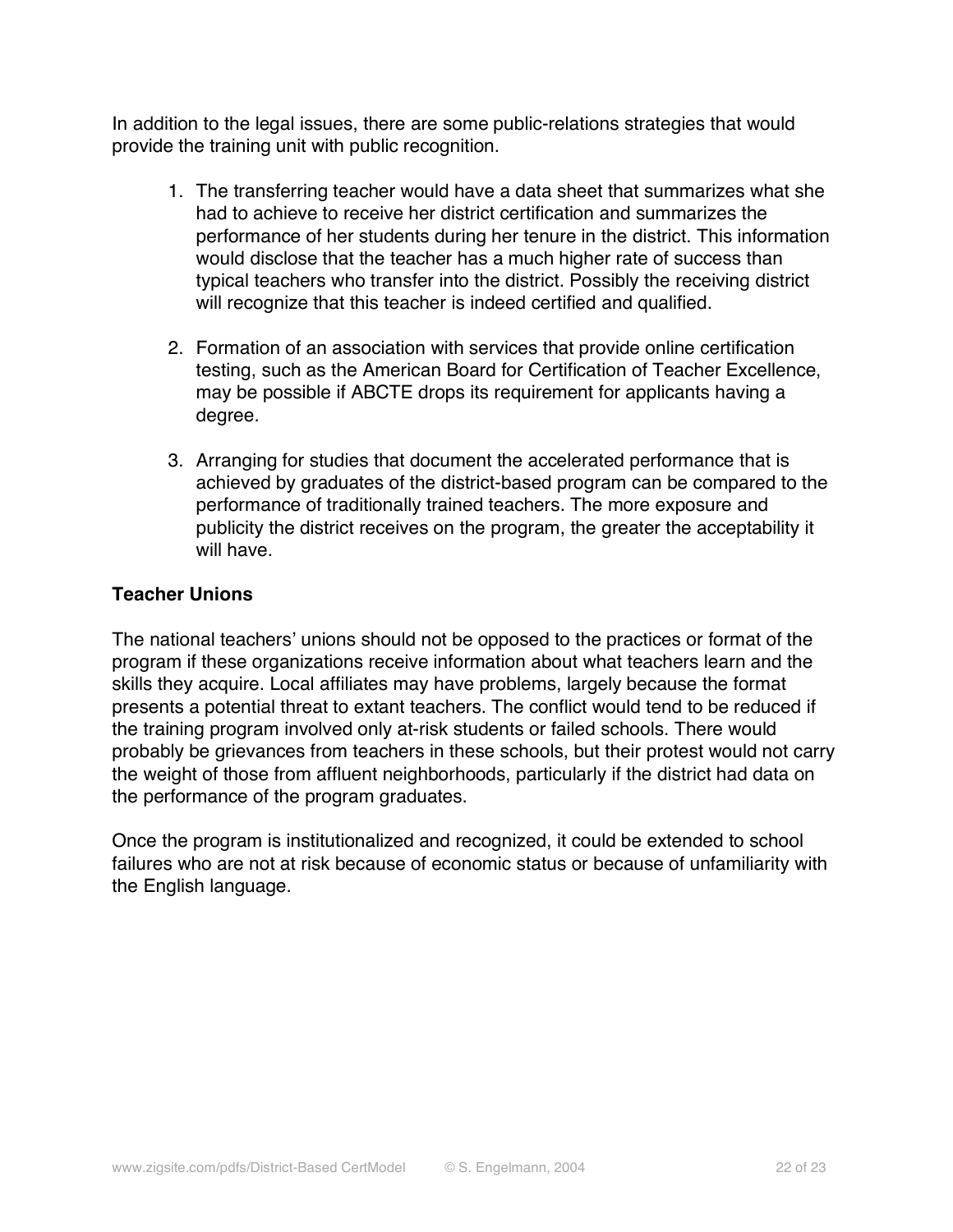In addition to the legal issues, there are some public-relations strategies that would provide the training unit with public recognition.

1. The transferring teacher would have a data sheet that summarizes what she had to achieve to receive her district certification and summarizes the performance of her students during her tenure in the district. This information would disclose that the teacher has a much higher rate of success than typical teachers who transfer into the district. Possibly the receiving district will recognize that this teacher is indeed certified and qualified.

2. Formation of an association with services that provide online certification testing, such as the American Board for Certification of Teacher Excellence, may be possible if ABCTE drops its requirement for applicants having a degree.

3. Arranging for studies that document the accelerated performance that is achieved by graduates of the district-based program can be compared to the performance of traditionally trained teachers. The more exposure and publicity the district receives on the program, the greater the acceptability it will have.

**Teacher Unions**

The national teachers' unions should not be opposed to the practices or format of the program if these organizations receive information about what teachers learn and the skills they acquire. Local affiliates may have problems, largely because the format presents a potential threat to extant teachers. The conflict would tend to be reduced if the training program involved only at-risk students or failed schools. There would probably be grievances from teachers in these schools, but their protest would not carry the weight of those from affluent neighborhoods, particularly if the district had data on the performance of the program graduates.

Once the program is institutionalized and recognized, it could be extended to school failures who are not at risk because of economic status or because of unfamiliarity with the English language.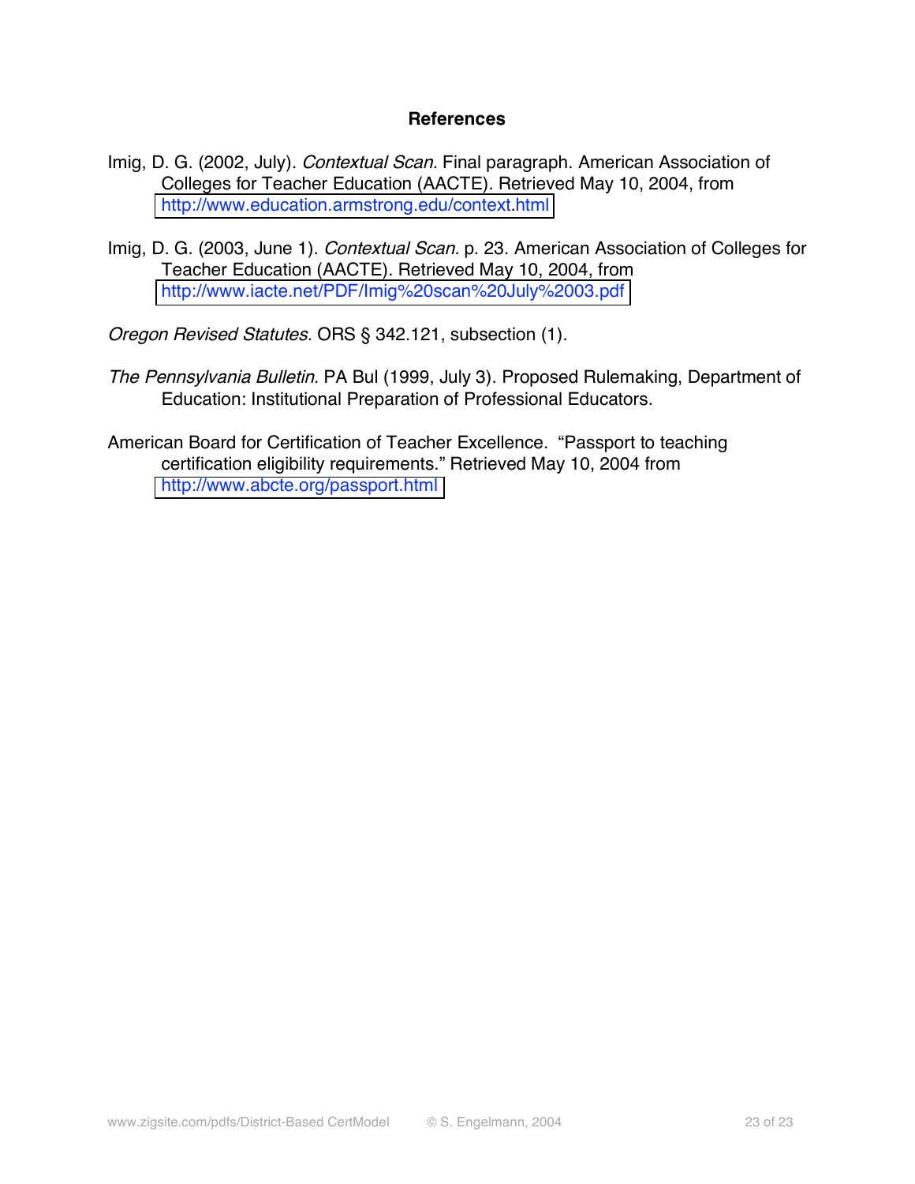## References

Imig, D. G. (2002, July). *Contextual Scan.* Final paragraph. American Association of Colleges for Teacher Education (AACTE). Retrieved May 10, 2004, from http://www.education.armstrong.edu/context.html

Imig, D. G. (2003, June 1). *Contextual Scan.* p. 23. American Association of Colleges for Teacher Education (AACTE). Retrieved May 10, 2004, from http://www.iacte.net/PDF/Imig%20scan%20July%2003.pdf

*Oregon Revised Statutes.* ORS § 342.121, subsection (1).

*The Pennsylvania Bulletin*. PA Bul (1999, July 3). Proposed Rulemaking, Department of Education: Institutional Preparation of Professional Educators.

American Board for Certification of Teacher Excellence. "Passport to teaching certification eligibility requirements." Retrieved May 10, 2004 from http://www.abcte.org/passport.html